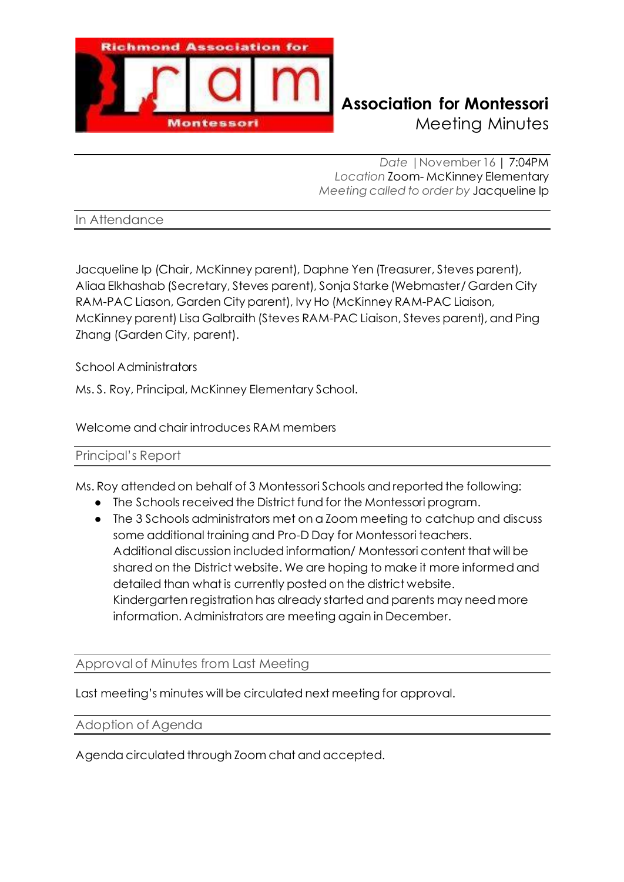# Association for Montessori

Meeting Minutes

*Date* | November 16 | 7:04PM
*Location* Zoom- McKinney Elementary
*Meeting called to order by* Jacqueline Ip

## In Attendance

Jacqueline Ip (Chair, McKinney parent), Daphne Yen (Treasurer, Steves parent), Aliaa Elkhashab (Secretary, Steves parent), Sonja Starke (Webmaster/ Garden City RAM-PAC Liason, Garden City parent), Ivy Ho (McKinney RAM-PAC Liaison, McKinney parent) Lisa Galbraith (Steves RAM-PAC Liaison, Steves parent), and Ping Zhang (Garden City, parent).

School Administrators

Ms. S. Roy, Principal, McKinney Elementary School.

Welcome and chair introduces RAM members

## Principal's Report

Ms. Roy attended on behalf of 3 Montessori Schools and reported the following:

- The Schools received the District fund for the Montessori program.
- The 3 Schools administrators met on a Zoom meeting to catchup and discuss some additional training and Pro-D Day for Montessori teachers. Additional discussion included information/ Montessori content that will be shared on the District website. We are hoping to make it more informed and detailed than what is currently posted on the district website. Kindergarten registration has already started and parents may need more information. Administrators are meeting again in December.

## Approval of Minutes from Last Meeting

Last meeting's minutes will be circulated next meeting for approval.

## Adoption of Agenda

Agenda circulated through Zoom chat and accepted.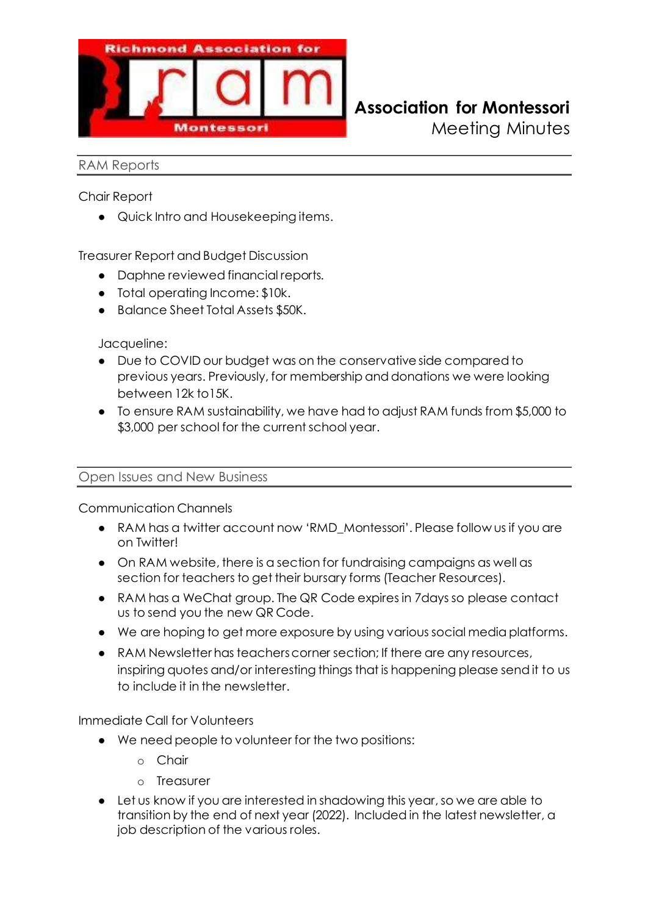# Association for Montessori
Meeting Minutes

## RAM Reports

### Chair Report

- Quick Intro and Housekeeping items.

### Treasurer Report and Budget Discussion

- Daphne reviewed financial reports.
- Total operating Income: $10k.
- Balance Sheet Total Assets $50K.

Jacqueline:

- Due to COVID our budget was on the conservative side compared to previous years. Previously, for membership and donations we were looking between 12k to15K.
- To ensure RAM sustainability, we have had to adjust RAM funds from $5,000 to $3,000 per school for the current school year.

## Open Issues and New Business

### Communication Channels

- RAM has a twitter account now 'RMD_Montessori'. Please follow us if you are on Twitter!
- On RAM website, there is a section for fundraising campaigns as well as section for teachers to get their bursary forms (Teacher Resources).
- RAM has a WeChat group. The QR Code expires in 7days so please contact us to send you the new QR Code.
- We are hoping to get more exposure by using various social media platforms.
- RAM Newsletter has teachers corner section; If there are any resources, inspiring quotes and/or interesting things that is happening please send it to us to include it in the newsletter.

### Immediate Call for Volunteers

- We need people to volunteer for the two positions:
  - Chair
  - Treasurer
- Let us know if you are interested in shadowing this year, so we are able to transition by the end of next year (2022). Included in the latest newsletter, a job description of the various roles.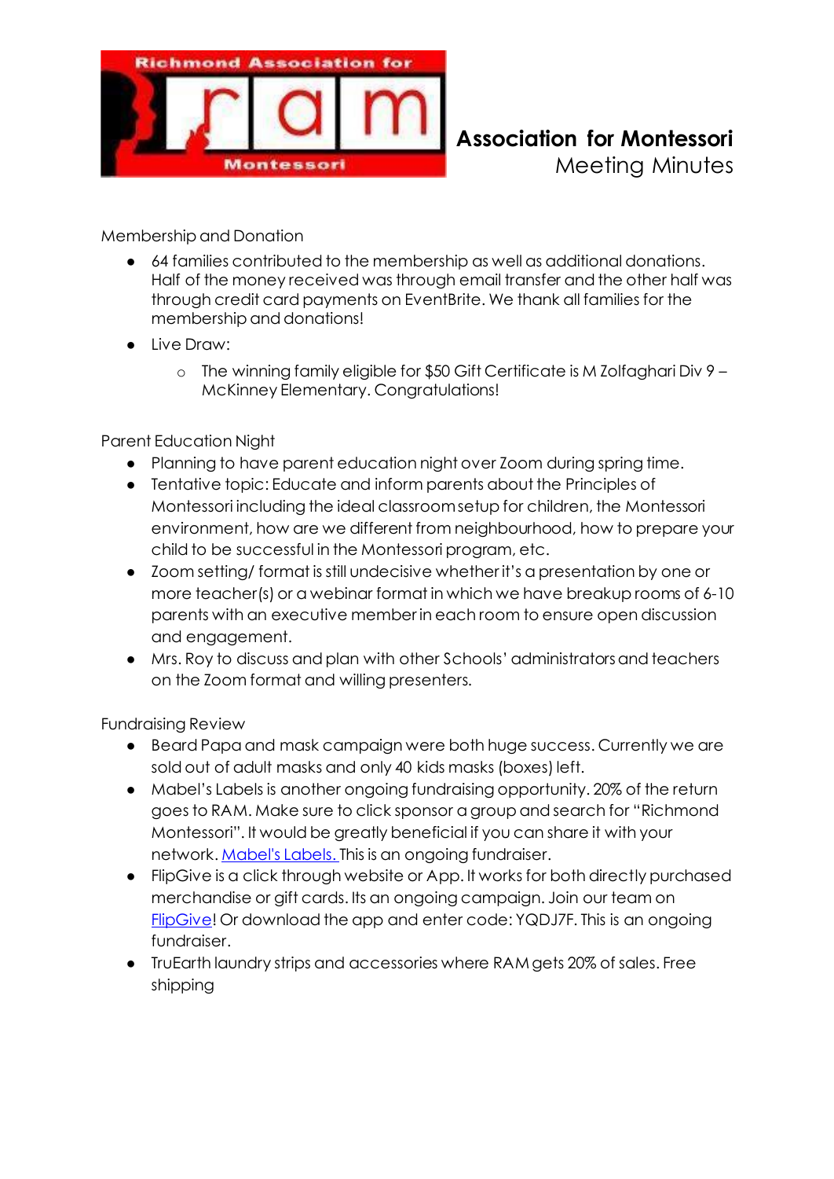**Association for Montessori**
Meeting Minutes

Membership and Donation

- 64 families contributed to the membership as well as additional donations. Half of the money received was through email transfer and the other half was through credit card payments on EventBrite. We thank all families for the membership and donations!
- Live Draw:
  - The winning family eligible for $50 Gift Certificate is M Zolfaghari Div 9 – McKinney Elementary. Congratulations!

Parent Education Night

- Planning to have parent education night over Zoom during spring time.
- Tentative topic: Educate and inform parents about the Principles of Montessori including the ideal classroom setup for children, the Montessori environment, how are we different from neighbourhood, how to prepare your child to be successful in the Montessori program, etc.
- Zoom setting/ format is still undecisive whether it's a presentation by one or more teacher(s) or a webinar format in which we have breakup rooms of 6-10 parents with an executive member in each room to ensure open discussion and engagement.
- Mrs. Roy to discuss and plan with other Schools' administrators and teachers on the Zoom format and willing presenters.

Fundraising Review

- Beard Papa and mask campaign were both huge success. Currently we are sold out of adult masks and only 40 kids masks (boxes) left.
- Mabel's Labels is another ongoing fundraising opportunity. 20% of the return goes to RAM. Make sure to click sponsor a group and search for "Richmond Montessori". It would be greatly beneficial if you can share it with your network. Mabel's Labels. This is an ongoing fundraiser.
- FlipGive is a click through website or App. It works for both directly purchased merchandise or gift cards. Its an ongoing campaign. Join our team on FlipGive! Or download the app and enter code: YQDJ7F. This is an ongoing fundraiser.
- TruEarth laundry strips and accessories where RAM gets 20% of sales. Free shipping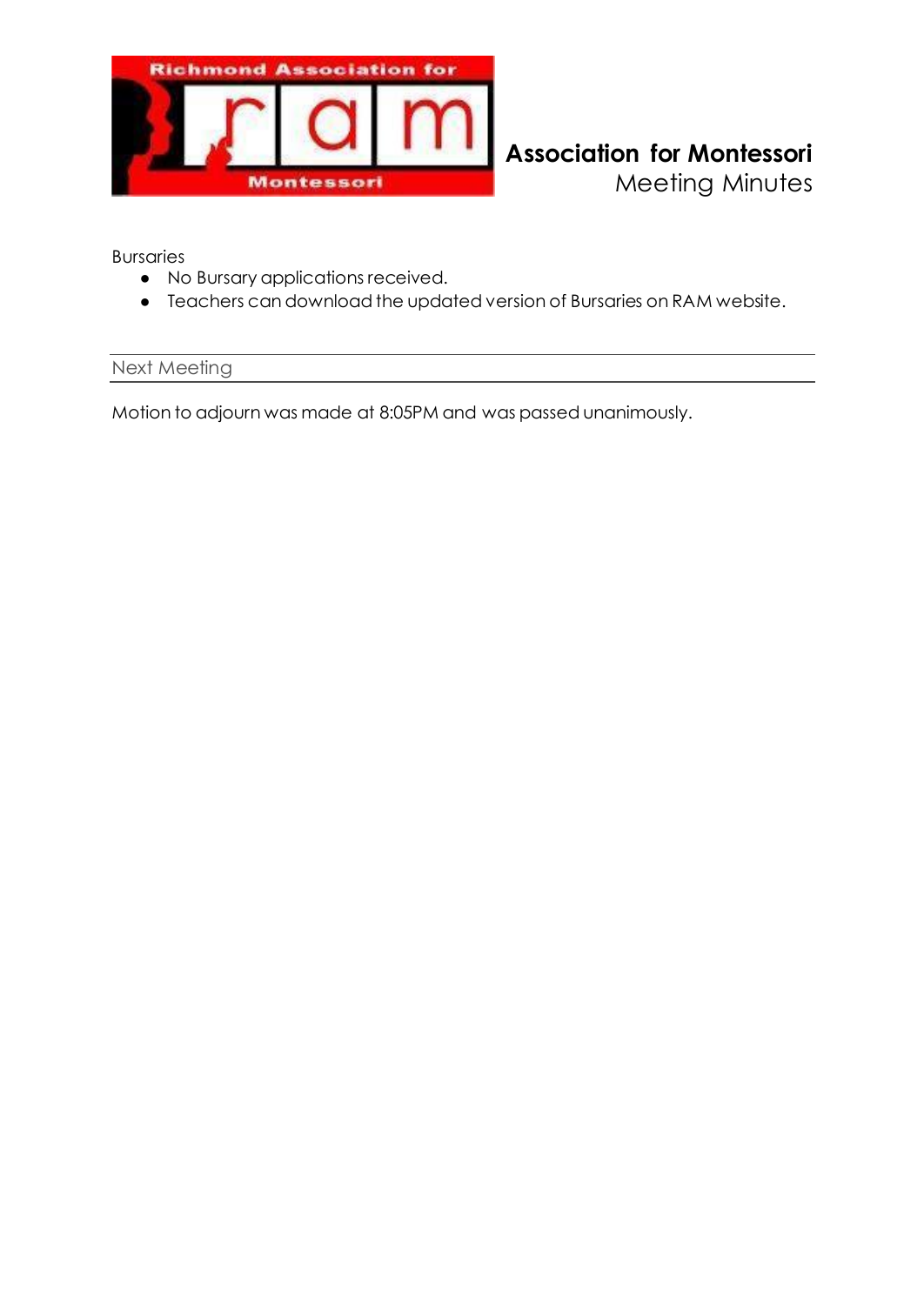Bursaries

- No Bursary applications received.
- Teachers can download the updated version of Bursaries on RAM website.

## Next Meeting

Motion to adjourn was made at 8:05PM and was passed unanimously.